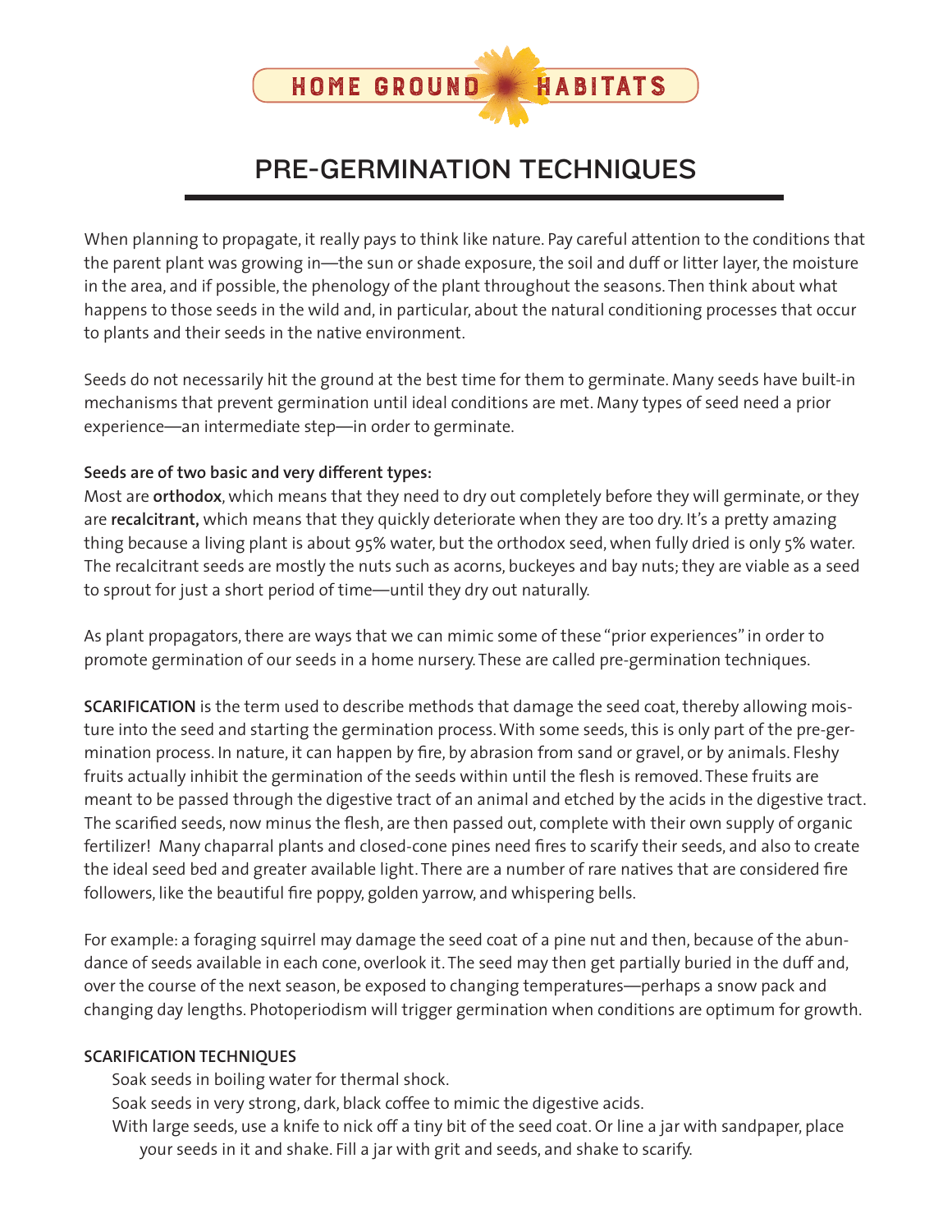HOME GROUND HABITATS

# PRE-GERMINATION TECHNIQUES

When planning to propagate, it really pays to think like nature. Pay careful attention to the conditions that the parent plant was growing in—the sun or shade exposure, the soil and duff or litter layer, the moisture in the area, and if possible, the phenology of the plant throughout the seasons. Then think about what happens to those seeds in the wild and, in particular, about the natural conditioning processes that occur to plants and their seeds in the native environment.

Seeds do not necessarily hit the ground at the best time for them to germinate. Many seeds have built-in mechanisms that prevent germination until ideal conditions are met. Many types of seed need a prior experience—an intermediate step—in order to germinate.

**Seeds are of two basic and very different types:**
Most are **orthodox**, which means that they need to dry out completely before they will germinate, or they are **recalcitrant,** which means that they quickly deteriorate when they are too dry. It's a pretty amazing thing because a living plant is about 95% water, but the orthodox seed, when fully dried is only 5% water. The recalcitrant seeds are mostly the nuts such as acorns, buckeyes and bay nuts; they are viable as a seed to sprout for just a short period of time—until they dry out naturally.

As plant propagators, there are ways that we can mimic some of these "prior experiences" in order to promote germination of our seeds in a home nursery. These are called pre-germination techniques.

**SCARIFICATION** is the term used to describe methods that damage the seed coat, thereby allowing moisture into the seed and starting the germination process. With some seeds, this is only part of the pre-germination process. In nature, it can happen by fire, by abrasion from sand or gravel, or by animals. Fleshy fruits actually inhibit the germination of the seeds within until the flesh is removed. These fruits are meant to be passed through the digestive tract of an animal and etched by the acids in the digestive tract. The scarified seeds, now minus the flesh, are then passed out, complete with their own supply of organic fertilizer! Many chaparral plants and closed-cone pines need fires to scarify their seeds, and also to create the ideal seed bed and greater available light. There are a number of rare natives that are considered fire followers, like the beautiful fire poppy, golden yarrow, and whispering bells.

For example: a foraging squirrel may damage the seed coat of a pine nut and then, because of the abundance of seeds available in each cone, overlook it. The seed may then get partially buried in the duff and, over the course of the next season, be exposed to changing temperatures—perhaps a snow pack and changing day lengths. Photoperiodism will trigger germination when conditions are optimum for growth.

**SCARIFICATION TECHNIQUES**

- Soak seeds in boiling water for thermal shock.
- Soak seeds in very strong, dark, black coffee to mimic the digestive acids.
- With large seeds, use a knife to nick off a tiny bit of the seed coat. Or line a jar with sandpaper, place your seeds in it and shake. Fill a jar with grit and seeds, and shake to scarify.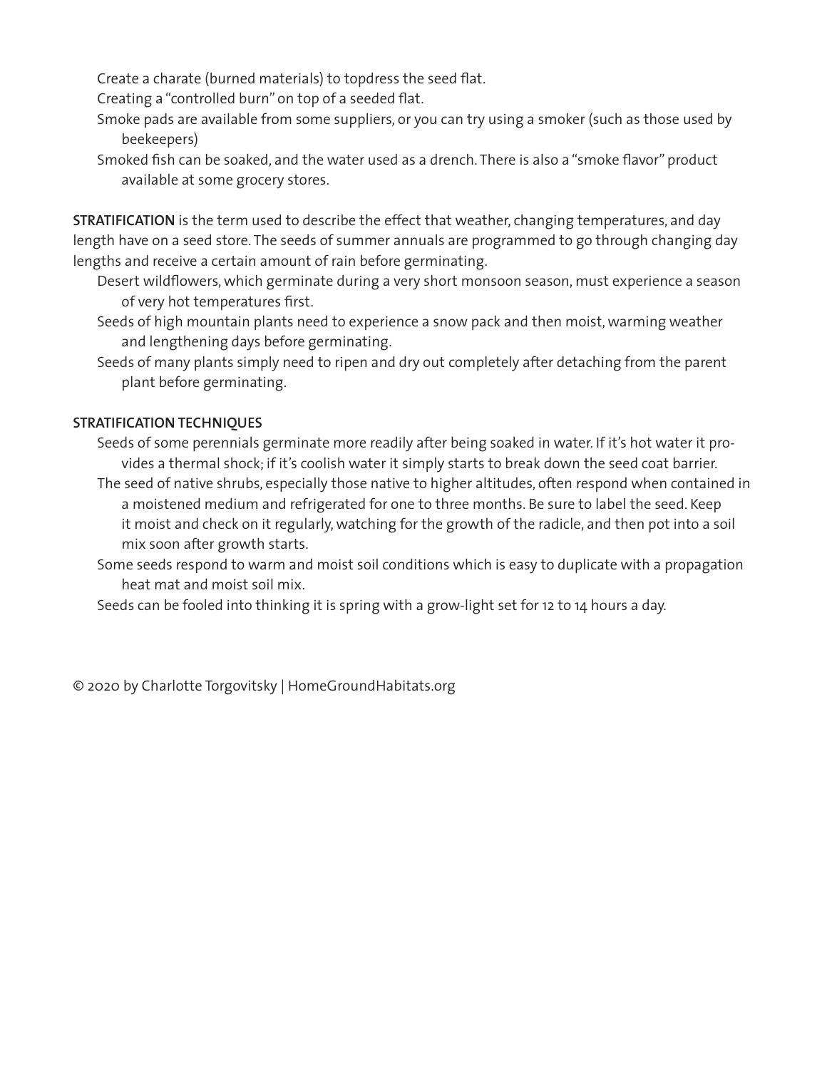Create a charate (burned materials) to topdress the seed flat.

Creating a "controlled burn" on top of a seeded flat.

Smoke pads are available from some suppliers, or you can try using a smoker (such as those used by beekeepers)

Smoked fish can be soaked, and the water used as a drench. There is also a "smoke flavor" product available at some grocery stores.

**STRATIFICATION** is the term used to describe the effect that weather, changing temperatures, and day length have on a seed store. The seeds of summer annuals are programmed to go through changing day lengths and receive a certain amount of rain before germinating.

Desert wildflowers, which germinate during a very short monsoon season, must experience a season of very hot temperatures first.

Seeds of high mountain plants need to experience a snow pack and then moist, warming weather and lengthening days before germinating.

Seeds of many plants simply need to ripen and dry out completely after detaching from the parent plant before germinating.

**STRATIFICATION TECHNIQUES**

Seeds of some perennials germinate more readily after being soaked in water. If it's hot water it provides a thermal shock; if it's coolish water it simply starts to break down the seed coat barrier.

The seed of native shrubs, especially those native to higher altitudes, often respond when contained in a moistened medium and refrigerated for one to three months. Be sure to label the seed. Keep it moist and check on it regularly, watching for the growth of the radicle, and then pot into a soil mix soon after growth starts.

Some seeds respond to warm and moist soil conditions which is easy to duplicate with a propagation heat mat and moist soil mix.

Seeds can be fooled into thinking it is spring with a grow-light set for 12 to 14 hours a day.

© 2020 by Charlotte Torgovitsky | HomeGroundHabitats.org